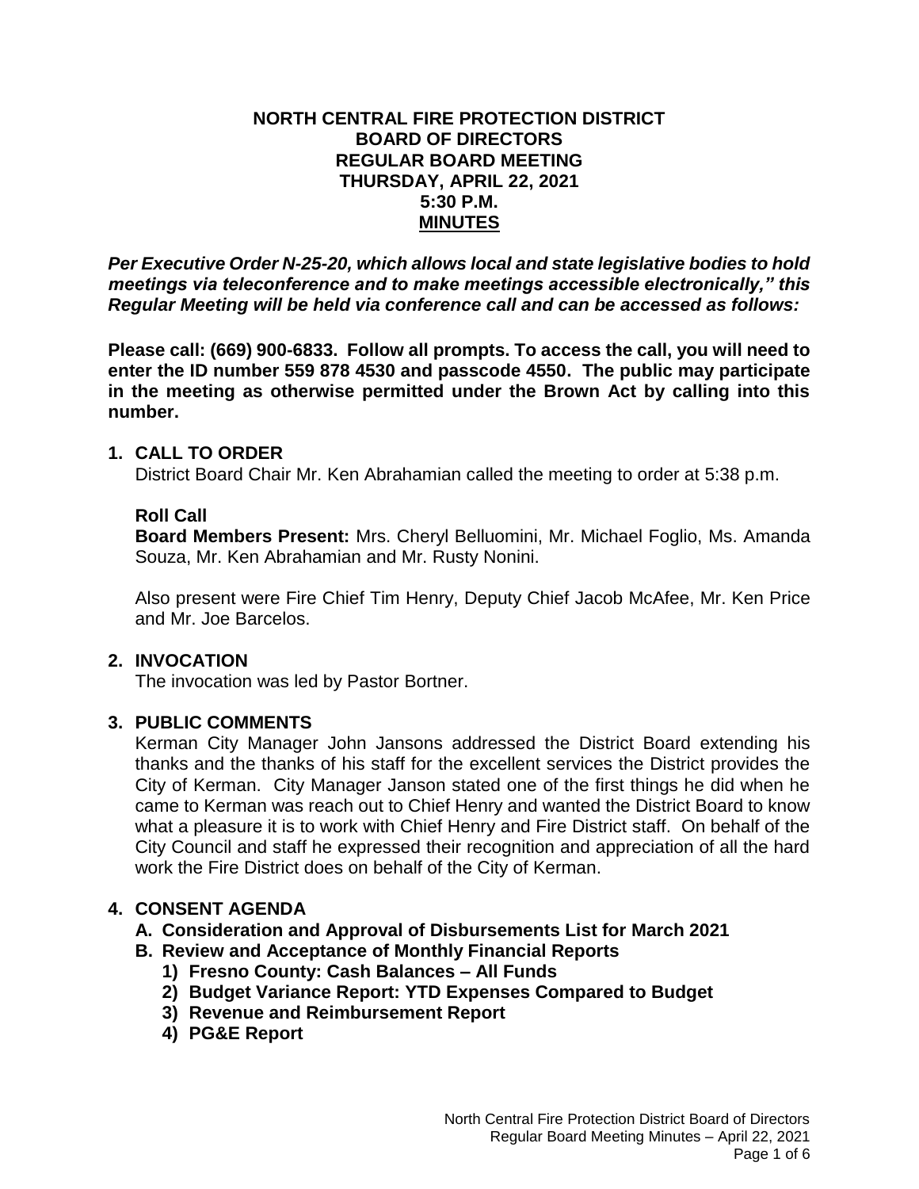# NORTH CENTRAL FIRE PROTECTION DISTRICT
## BOARD OF DIRECTORS
## REGULAR BOARD MEETING
## THURSDAY, APRIL 22, 2021
## 5:30 P.M.
## MINUTES

***Per Executive Order N-25-20, which allows local and state legislative bodies to hold meetings via teleconference and to make meetings accessible electronically," this Regular Meeting will be held via conference call and can be accessed as follows:***

**Please call: (669) 900-6833. Follow all prompts. To access the call, you will need to enter the ID number 559 878 4530 and passcode 4550. The public may participate in the meeting as otherwise permitted under the Brown Act by calling into this number.**

### 1. CALL TO ORDER

District Board Chair Mr. Ken Abrahamian called the meeting to order at 5:38 p.m.

**Roll Call**

**Board Members Present:** Mrs. Cheryl Belluomini, Mr. Michael Foglio, Ms. Amanda Souza, Mr. Ken Abrahamian and Mr. Rusty Nonini.

Also present were Fire Chief Tim Henry, Deputy Chief Jacob McAfee, Mr. Ken Price and Mr. Joe Barcelos.

### 2. INVOCATION

The invocation was led by Pastor Bortner.

### 3. PUBLIC COMMENTS

Kerman City Manager John Jansons addressed the District Board extending his thanks and the thanks of his staff for the excellent services the District provides the City of Kerman. City Manager Janson stated one of the first things he did when he came to Kerman was reach out to Chief Henry and wanted the District Board to know what a pleasure it is to work with Chief Henry and Fire District staff. On behalf of the City Council and staff he expressed their recognition and appreciation of all the hard work the Fire District does on behalf of the City of Kerman.

### 4. CONSENT AGENDA

**A. Consideration and Approval of Disbursements List for March 2021**

**B. Review and Acceptance of Monthly Financial Reports**

1) **Fresno County: Cash Balances – All Funds**
2) **Budget Variance Report: YTD Expenses Compared to Budget**
3) **Revenue and Reimbursement Report**
4) **PG&E Report**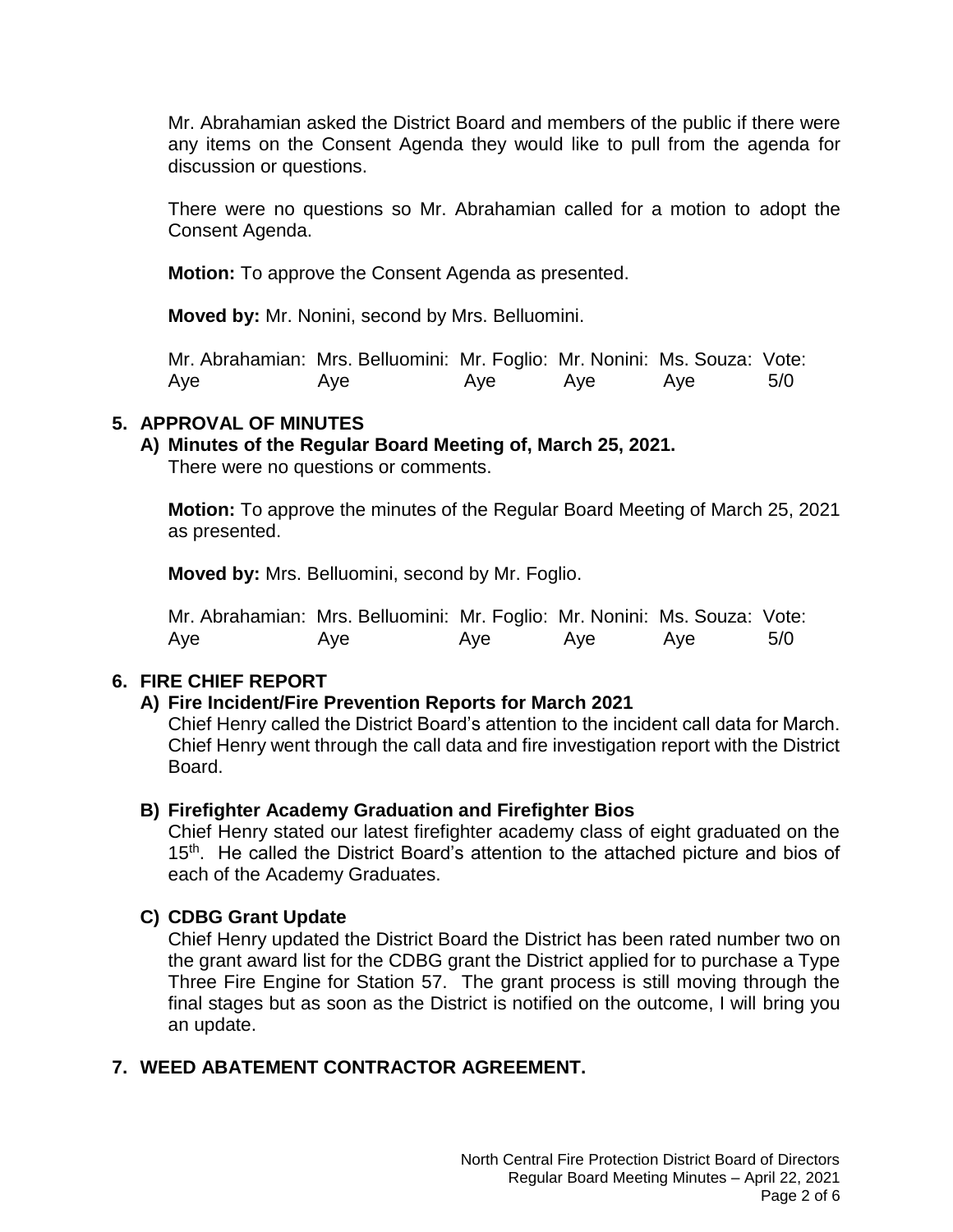Mr. Abrahamian asked the District Board and members of the public if there were any items on the Consent Agenda they would like to pull from the agenda for discussion or questions.

There were no questions so Mr. Abrahamian called for a motion to adopt the Consent Agenda.

**Motion:** To approve the Consent Agenda as presented.

**Moved by:** Mr. Nonini, second by Mrs. Belluomini.

| Mr. Abrahamian: | Mrs. Belluomini: | Mr. Foglio: | Mr. Nonini: | Ms. Souza: | Vote: |
|---|---|---|---|---|---|
| Aye | Aye | Aye | Aye | Aye | 5/0 |

## 5. APPROVAL OF MINUTES

### A) Minutes of the Regular Board Meeting of, March 25, 2021.

There were no questions or comments.

**Motion:** To approve the minutes of the Regular Board Meeting of March 25, 2021 as presented.

**Moved by:** Mrs. Belluomini, second by Mr. Foglio.

| Mr. Abrahamian: | Mrs. Belluomini: | Mr. Foglio: | Mr. Nonini: | Ms. Souza: | Vote: |
|---|---|---|---|---|---|
| Aye | Aye | Aye | Aye | Aye | 5/0 |

## 6. FIRE CHIEF REPORT

### A) Fire Incident/Fire Prevention Reports for March 2021

Chief Henry called the District Board's attention to the incident call data for March. Chief Henry went through the call data and fire investigation report with the District Board.

### B) Firefighter Academy Graduation and Firefighter Bios

Chief Henry stated our latest firefighter academy class of eight graduated on the 15th. He called the District Board's attention to the attached picture and bios of each of the Academy Graduates.

### C) CDBG Grant Update

Chief Henry updated the District Board the District has been rated number two on the grant award list for the CDBG grant the District applied for to purchase a Type Three Fire Engine for Station 57. The grant process is still moving through the final stages but as soon as the District is notified on the outcome, I will bring you an update.

## 7. WEED ABATEMENT CONTRACTOR AGREEMENT.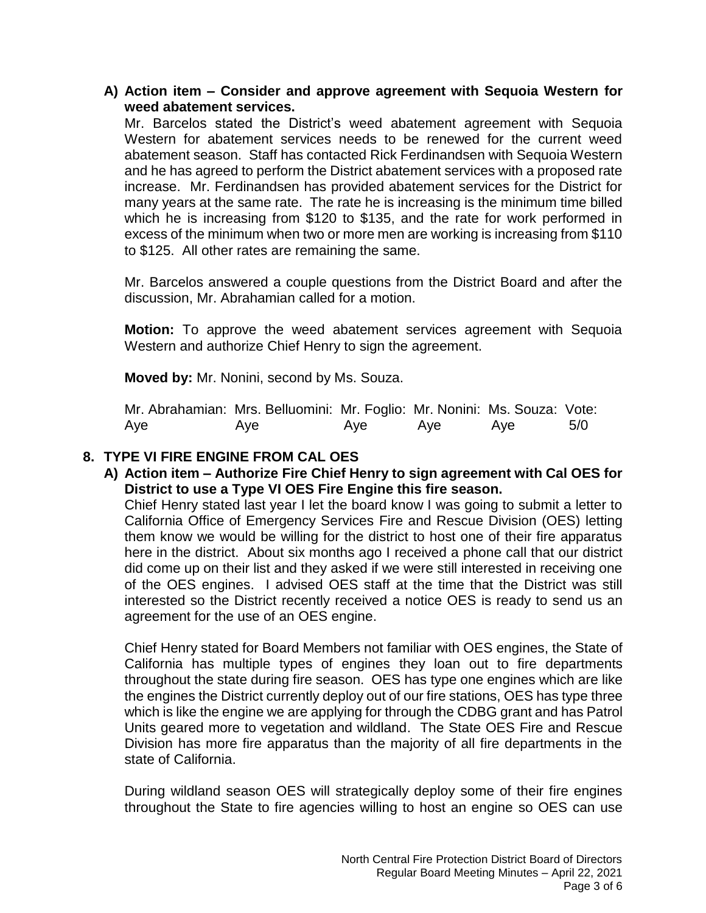**A) Action item – Consider and approve agreement with Sequoia Western for weed abatement services.**

Mr. Barcelos stated the District's weed abatement agreement with Sequoia Western for abatement services needs to be renewed for the current weed abatement season. Staff has contacted Rick Ferdinandsen with Sequoia Western and he has agreed to perform the District abatement services with a proposed rate increase. Mr. Ferdinandsen has provided abatement services for the District for many years at the same rate. The rate he is increasing is the minimum time billed which he is increasing from $120 to $135, and the rate for work performed in excess of the minimum when two or more men are working is increasing from $110 to $125. All other rates are remaining the same.

Mr. Barcelos answered a couple questions from the District Board and after the discussion, Mr. Abrahamian called for a motion.

**Motion:** To approve the weed abatement services agreement with Sequoia Western and authorize Chief Henry to sign the agreement.

**Moved by:** Mr. Nonini, second by Ms. Souza.

| Mr. Abrahamian: | Mrs. Belluomini: | Mr. Foglio: | Mr. Nonini: | Ms. Souza: | Vote: |
|---|---|---|---|---|---|
| Aye | Aye | Aye | Aye | Aye | 5/0 |

## 8. TYPE VI FIRE ENGINE FROM CAL OES

**A) Action item – Authorize Fire Chief Henry to sign agreement with Cal OES for District to use a Type VI OES Fire Engine this fire season.**

Chief Henry stated last year I let the board know I was going to submit a letter to California Office of Emergency Services Fire and Rescue Division (OES) letting them know we would be willing for the district to host one of their fire apparatus here in the district. About six months ago I received a phone call that our district did come up on their list and they asked if we were still interested in receiving one of the OES engines. I advised OES staff at the time that the District was still interested so the District recently received a notice OES is ready to send us an agreement for the use of an OES engine.

Chief Henry stated for Board Members not familiar with OES engines, the State of California has multiple types of engines they loan out to fire departments throughout the state during fire season. OES has type one engines which are like the engines the District currently deploy out of our fire stations, OES has type three which is like the engine we are applying for through the CDBG grant and has Patrol Units geared more to vegetation and wildland. The State OES Fire and Rescue Division has more fire apparatus than the majority of all fire departments in the state of California.

During wildland season OES will strategically deploy some of their fire engines throughout the State to fire agencies willing to host an engine so OES can use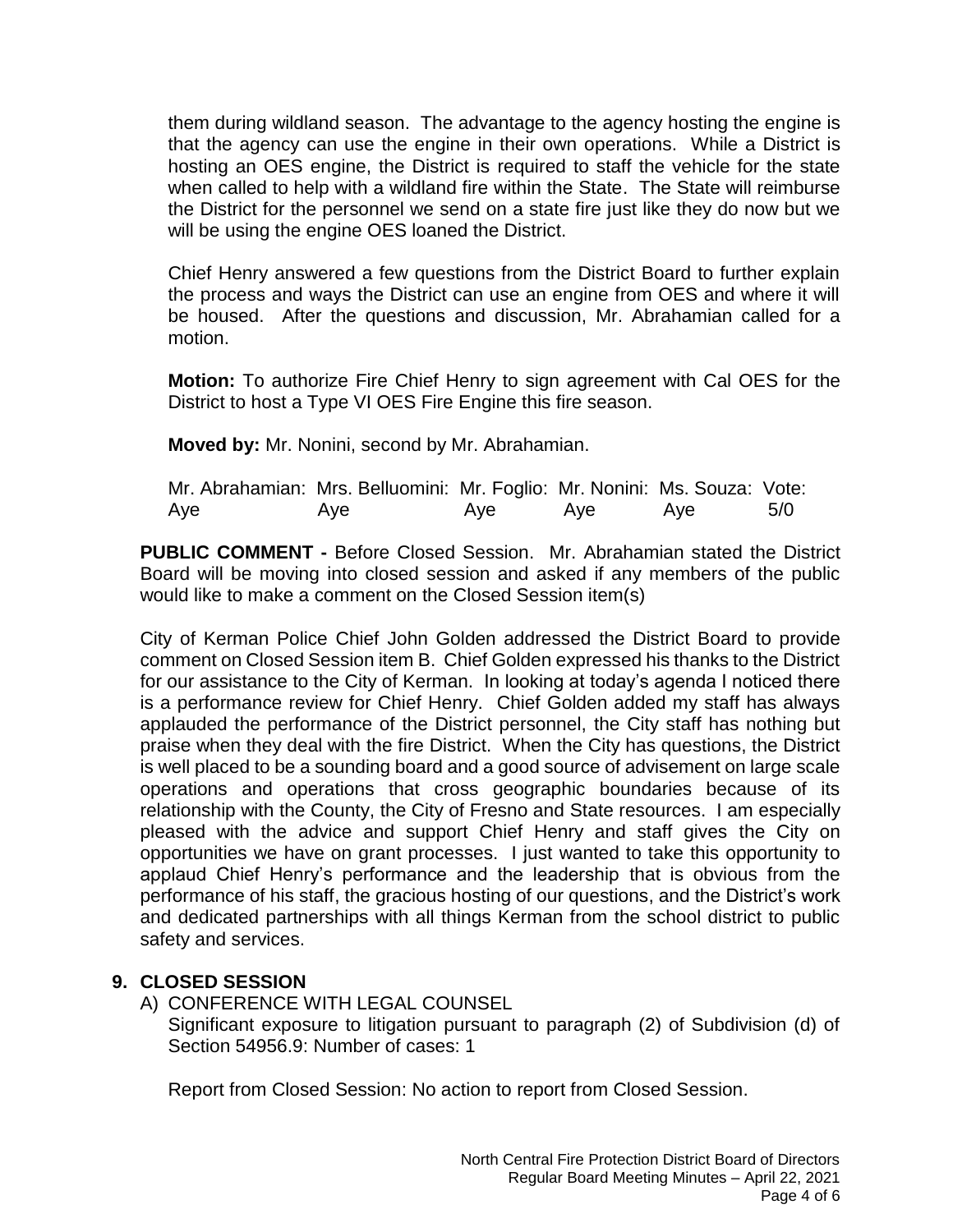them during wildland season. The advantage to the agency hosting the engine is that the agency can use the engine in their own operations. While a District is hosting an OES engine, the District is required to staff the vehicle for the state when called to help with a wildland fire within the State. The State will reimburse the District for the personnel we send on a state fire just like they do now but we will be using the engine OES loaned the District.

Chief Henry answered a few questions from the District Board to further explain the process and ways the District can use an engine from OES and where it will be housed. After the questions and discussion, Mr. Abrahamian called for a motion.

**Motion:** To authorize Fire Chief Henry to sign agreement with Cal OES for the District to host a Type VI OES Fire Engine this fire season.

**Moved by:** Mr. Nonini, second by Mr. Abrahamian.

| Mr. Abrahamian: | Mrs. Belluomini: | Mr. Foglio: | Mr. Nonini: | Ms. Souza: | Vote: |
|---|---|---|---|---|---|
| Aye | Aye | Aye | Aye | Aye | 5/0 |

**PUBLIC COMMENT -** Before Closed Session. Mr. Abrahamian stated the District Board will be moving into closed session and asked if any members of the public would like to make a comment on the Closed Session item(s)

City of Kerman Police Chief John Golden addressed the District Board to provide comment on Closed Session item B. Chief Golden expressed his thanks to the District for our assistance to the City of Kerman. In looking at today's agenda I noticed there is a performance review for Chief Henry. Chief Golden added my staff has always applauded the performance of the District personnel, the City staff has nothing but praise when they deal with the fire District. When the City has questions, the District is well placed to be a sounding board and a good source of advisement on large scale operations and operations that cross geographic boundaries because of its relationship with the County, the City of Fresno and State resources. I am especially pleased with the advice and support Chief Henry and staff gives the City on opportunities we have on grant processes. I just wanted to take this opportunity to applaud Chief Henry's performance and the leadership that is obvious from the performance of his staff, the gracious hosting of our questions, and the District's work and dedicated partnerships with all things Kerman from the school district to public safety and services.

## 9. CLOSED SESSION

A) CONFERENCE WITH LEGAL COUNSEL
Significant exposure to litigation pursuant to paragraph (2) of Subdivision (d) of Section 54956.9: Number of cases: 1

Report from Closed Session: No action to report from Closed Session.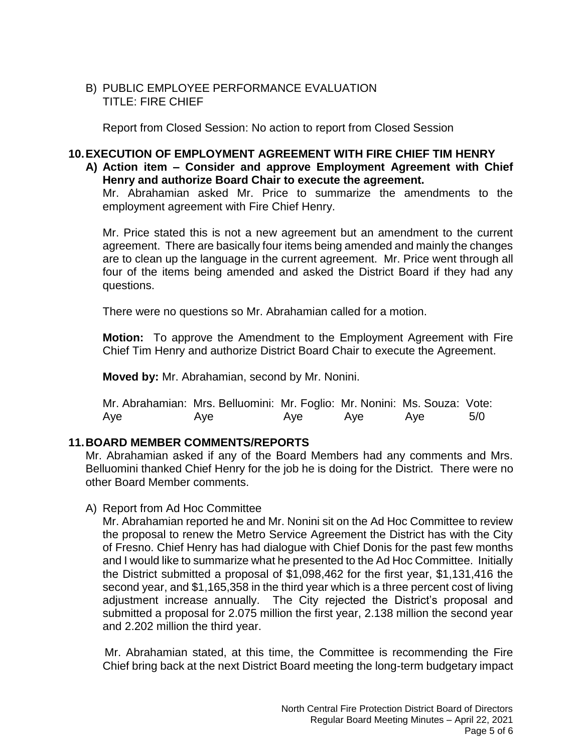B) PUBLIC EMPLOYEE PERFORMANCE EVALUATION
TITLE: FIRE CHIEF

Report from Closed Session: No action to report from Closed Session

## 10. EXECUTION OF EMPLOYMENT AGREEMENT WITH FIRE CHIEF TIM HENRY

**A) Action item – Consider and approve Employment Agreement with Chief Henry and authorize Board Chair to execute the agreement.**

Mr. Abrahamian asked Mr. Price to summarize the amendments to the employment agreement with Fire Chief Henry.

Mr. Price stated this is not a new agreement but an amendment to the current agreement. There are basically four items being amended and mainly the changes are to clean up the language in the current agreement. Mr. Price went through all four of the items being amended and asked the District Board if they had any questions.

There were no questions so Mr. Abrahamian called for a motion.

**Motion:** To approve the Amendment to the Employment Agreement with Fire Chief Tim Henry and authorize District Board Chair to execute the Agreement.

**Moved by:** Mr. Abrahamian, second by Mr. Nonini.

| Mr. Abrahamian: | Mrs. Belluomini: | Mr. Foglio: | Mr. Nonini: | Ms. Souza: | Vote: |
|---|---|---|---|---|---|
| Aye | Aye | Aye | Aye | Aye | 5/0 |

## 11. BOARD MEMBER COMMENTS/REPORTS

Mr. Abrahamian asked if any of the Board Members had any comments and Mrs. Belluomini thanked Chief Henry for the job he is doing for the District. There were no other Board Member comments.

A) Report from Ad Hoc Committee

Mr. Abrahamian reported he and Mr. Nonini sit on the Ad Hoc Committee to review the proposal to renew the Metro Service Agreement the District has with the City of Fresno. Chief Henry has had dialogue with Chief Donis for the past few months and I would like to summarize what he presented to the Ad Hoc Committee. Initially the District submitted a proposal of $1,098,462 for the first year, $1,131,416 the second year, and $1,165,358 in the third year which is a three percent cost of living adjustment increase annually. The City rejected the District's proposal and submitted a proposal for 2.075 million the first year, 2.138 million the second year and 2.202 million the third year.

Mr. Abrahamian stated, at this time, the Committee is recommending the Fire Chief bring back at the next District Board meeting the long-term budgetary impact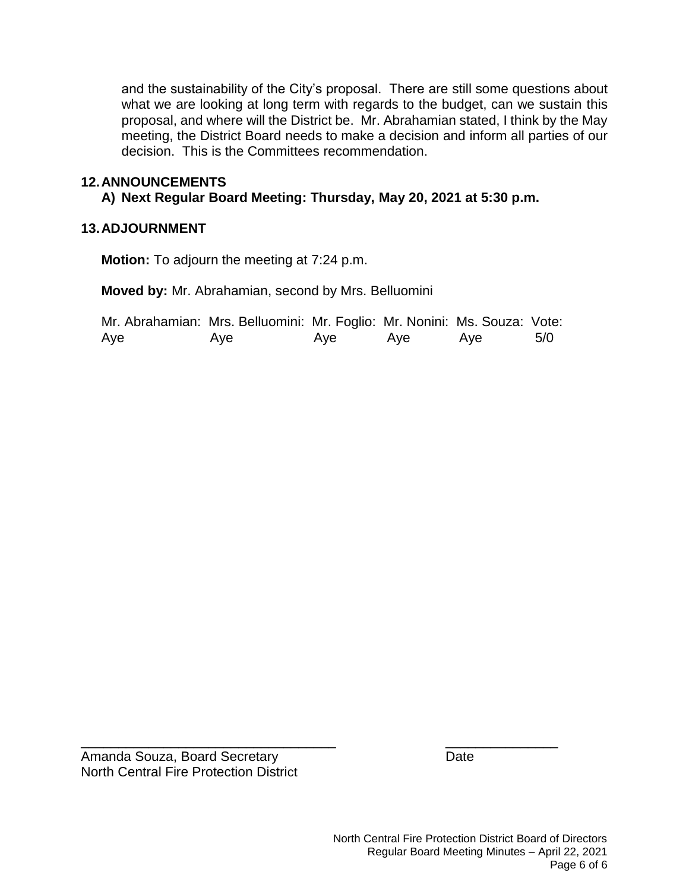and the sustainability of the City's proposal. There are still some questions about what we are looking at long term with regards to the budget, can we sustain this proposal, and where will the District be. Mr. Abrahamian stated, I think by the May meeting, the District Board needs to make a decision and inform all parties of our decision. This is the Committees recommendation.

## 12. ANNOUNCEMENTS

### A) Next Regular Board Meeting: Thursday, May 20, 2021 at 5:30 p.m.

## 13. ADJOURNMENT

**Motion:** To adjourn the meeting at 7:24 p.m.

**Moved by:** Mr. Abrahamian, second by Mrs. Belluomini

| Mr. Abrahamian: | Mrs. Belluomini: | Mr. Foglio: | Mr. Nonini: | Ms. Souza: | Vote: |
|---|---|---|---|---|---|
| Aye | Aye | Aye | Aye | Aye | 5/0 |

\_\_\_\_\_\_\_\_\_\_\_\_\_\_\_\_\_\_\_\_\_\_\_\_\_\_\_\_\_\_\_\_\_\_\_ \_\_\_\_\_\_\_\_\_\_\_\_\_\_\_\_

Amanda Souza, Board Secretary — Date

North Central Fire Protection District